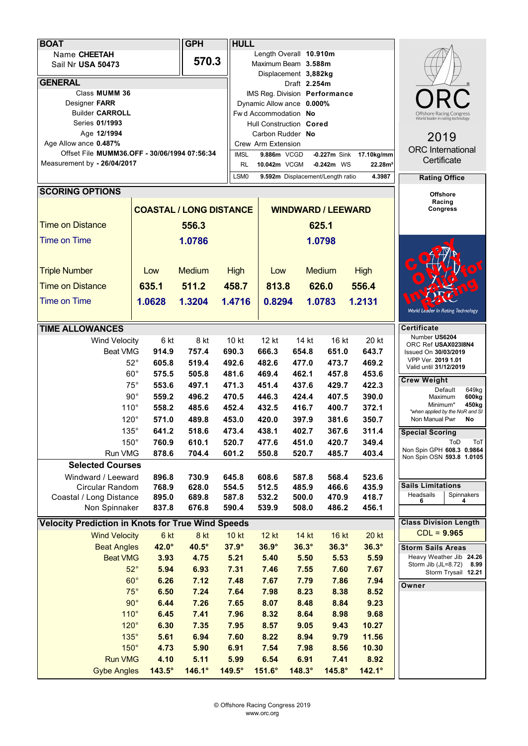## BOAT

Name **CHEETAH**
Sail Nr **USA 50473**

## GPH

**570.3**

## HULL

| | |
|---|---|
| Length Overall | **10.910m** |
| Maximum Beam | **3.588m** |
| Displacement | **3,882kg** |
| Draft | **2.254m** |
| IMS Reg. Division | **Performance** |
| Dynamic Allowance | **0.000%** |
| Fwd Accommodation | **No** |
| Hull Construction | **Cored** |
| Carbon Rudder | **No** |
| Crew Arm Extension | |

| | | | | | |
|---|---|---|---|---|---|
| IMSL | **9.886m** | VCGD | **-0.227m** | Sink | **17.10kg/mm** |
| RL | **10.042m** | VCGM | **-0.242m** | WS | **22.28m²** |
| LSM0 | **9.592m** | Displacement/Length ratio | | | **4.3987** |

## GENERAL

| | |
|---|---|
| Class | **MUMM 36** |
| Designer | **FARR** |
| Builder | **CARROLL** |
| Series | **01/1993** |
| Age | **12/1994** |
| Age Allowance | **0.487%** |
| Offset File | **MUMM36.OFF - 30/06/1994 07:56:34** |
| Measurement by | **- 26/04/2017** |

**ORC**
Offshore Racing Congress
World leader in rating technology

2019
ORC International Certificate

## Rating Office

**Offshore Racing Congress**

World Leader In Rating Technology

COPY ONLY Invalid for Racing

## SCORING OPTIONS

| | COASTAL / LONG DISTANCE | | | WINDWARD / LEEWARD | | |
|---|---|---|---|---|---|---|
| Time on Distance | | 556.3 | | | 625.1 | |
| Time on Time | | 1.0786 | | | 1.0798 | |
| Triple Number | Low | Medium | High | Low | Medium | High |
| Time on Distance | 635.1 | 511.2 | 458.7 | 813.8 | 626.0 | 556.4 |
| Time on Time | 1.0628 | 1.3204 | 1.4716 | 0.8294 | 1.0783 | 1.2131 |

## TIME ALLOWANCES

| Wind Velocity | 6 kt | 8 kt | 10 kt | 12 kt | 14 kt | 16 kt | 20 kt |
|---|---|---|---|---|---|---|---|
| Beat VMG | 914.9 | 757.4 | 690.3 | 666.3 | 654.8 | 651.0 | 643.7 |
| 52° | 605.8 | 519.4 | 492.6 | 482.6 | 477.0 | 473.7 | 469.2 |
| 60° | 575.5 | 505.8 | 481.6 | 469.4 | 462.1 | 457.8 | 453.6 |
| 75° | 553.6 | 497.1 | 471.3 | 451.4 | 437.6 | 429.7 | 422.3 |
| 90° | 559.2 | 496.2 | 470.5 | 446.3 | 424.4 | 407.5 | 390.0 |
| 110° | 558.2 | 485.6 | 452.4 | 432.5 | 416.7 | 400.7 | 372.1 |
| 120° | 571.0 | 489.8 | 453.0 | 420.0 | 397.9 | 381.6 | 350.7 |
| 135° | 641.2 | 518.6 | 473.4 | 438.1 | 402.7 | 367.6 | 311.4 |
| 150° | 760.9 | 610.1 | 520.7 | 477.6 | 451.0 | 420.7 | 349.4 |
| Run VMG | 878.6 | 704.4 | 601.2 | 550.8 | 520.7 | 485.7 | 403.4 |
| **Selected Courses** | | | | | | | |
| Windward / Leeward | 896.8 | 730.9 | 645.8 | 608.6 | 587.8 | 568.4 | 523.6 |
| Circular Random | 768.9 | 628.0 | 554.5 | 512.5 | 485.9 | 466.6 | 435.9 |
| Coastal / Long Distance | 895.0 | 689.8 | 587.8 | 532.2 | 500.0 | 470.9 | 418.7 |
| Non Spinnaker | 837.8 | 676.8 | 590.4 | 539.9 | 508.0 | 486.2 | 456.1 |

## Velocity Prediction in Knots for True Wind Speeds

| Wind Velocity | 6 kt | 8 kt | 10 kt | 12 kt | 14 kt | 16 kt | 20 kt |
|---|---|---|---|---|---|---|---|
| Beat Angles | 42.0° | 40.5° | 37.9° | 36.9° | 36.3° | 36.3° | 36.3° |
| Beat VMG | 3.93 | 4.75 | 5.21 | 5.40 | 5.50 | 5.53 | 5.59 |
| 52° | 5.94 | 6.93 | 7.31 | 7.46 | 7.55 | 7.60 | 7.67 |
| 60° | 6.26 | 7.12 | 7.48 | 7.67 | 7.79 | 7.86 | 7.94 |
| 75° | 6.50 | 7.24 | 7.64 | 7.98 | 8.23 | 8.38 | 8.52 |
| 90° | 6.44 | 7.26 | 7.65 | 8.07 | 8.48 | 8.84 | 9.23 |
| 110° | 6.45 | 7.41 | 7.96 | 8.32 | 8.64 | 8.98 | 9.68 |
| 120° | 6.30 | 7.35 | 7.95 | 8.57 | 9.05 | 9.43 | 10.27 |
| 135° | 5.61 | 6.94 | 7.60 | 8.22 | 8.94 | 9.79 | 11.56 |
| 150° | 4.73 | 5.90 | 6.91 | 7.54 | 7.98 | 8.56 | 10.30 |
| Run VMG | 4.10 | 5.11 | 5.99 | 6.54 | 6.91 | 7.41 | 8.92 |
| Gybe Angles | 143.5° | 146.1° | 149.5° | 151.6° | 148.3° | 145.8° | 142.1° |

## Certificate

Number **US6204**
ORC Ref **USAX023I8N4**
Issued On **30/03/2019**
VPP Ver. **2019 1.01**
Valid until **31/12/2019**

## Crew Weight

| | |
|---|---|
| Default | 649kg |
| Maximum | **600kg** |
| Minimum* | **450kg** |
| *when applied by the NoR and SI | |
| Non Manual Pwr | **No** |

## Special Scoring

| | ToD | ToT |
|---|---|---|
| Non Spin GPH | **608.3** | **0.9864** |
| Non Spin OSN | **593.8** | **1.0105** |

## Sails Limitations

| Headsails | Spinnakers |
|---|---|
| 6 | 4 |

## Class Division Length

CDL = **9.965**

## Storm Sails Areas

| | |
|---|---|
| Heavy Weather Jib | **24.26** |
| Storm Jib (JL=8.72) | **8.99** |
| Storm Trysail | **12.21** |

## Owner

© Offshore Racing Congress 2019
www.orc.org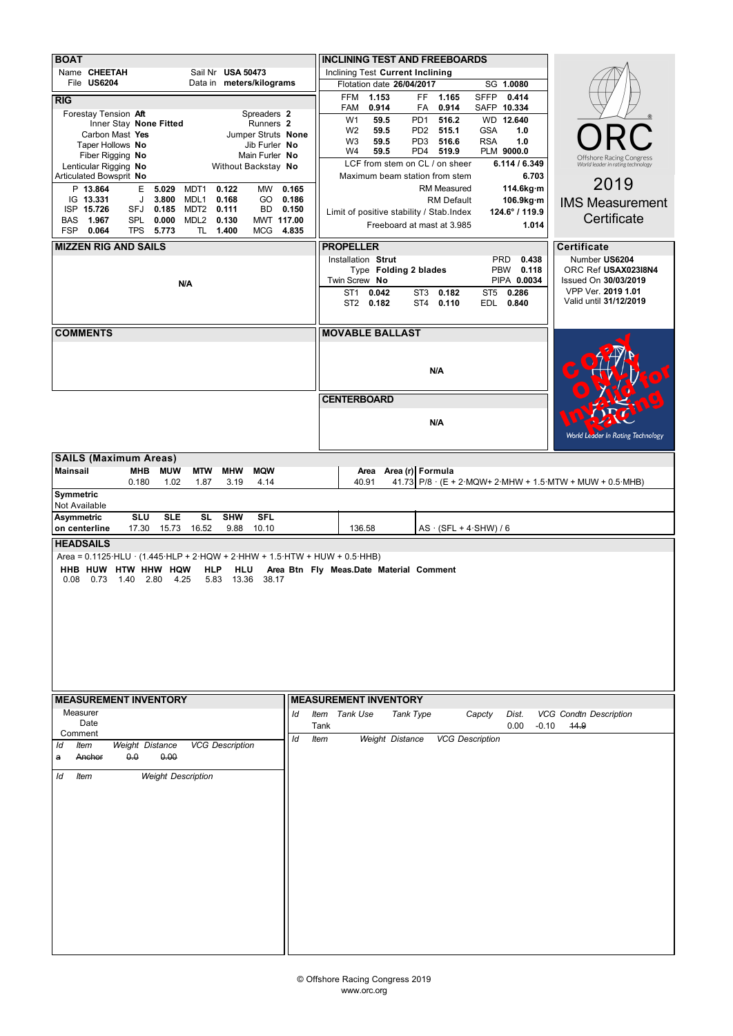## BOAT

| | | | |
|---|---|---|---|
| Name | **CHEETAH** | Sail Nr | **USA 50473** |
| File | **US6204** | Data in | **meters/kilograms** |

## RIG

| | | | |
|---|---|---|---|
| Forestay Tension | **Aft** | Spreaders | **2** |
| Inner Stay | **None Fitted** | Runners | **2** |
| Carbon Mast | **Yes** | Jumper Struts | **None** |
| Taper Hollows | **No** | Jib Furler | **No** |
| Fiber Rigging | **No** | Main Furler | **No** |
| Lenticular Rigging | **No** | Without Backstay | **No** |
| Articulated Bowsprit | **No** | | |

| | | | | | | | |
|---|---|---|---|---|---|---|---|
| P | **13.864** | E | **5.029** | MDT1 | **0.122** | MW | **0.165** |
| IG | **13.331** | J | **3.800** | MDL1 | **0.168** | GO | **0.186** |
| ISP | **15.726** | SFJ | **0.185** | MDT2 | **0.111** | BD | **0.150** |
| BAS | **1.967** | SPL | **0.000** | MDL2 | **0.130** | MWT | **117.00** |
| FSP | **0.064** | TPS | **5.773** | TL | **1.400** | MCG | **4.835** |

## INCLINING TEST AND FREEBOARDS

Inclining Test **Current Inclining**

Flotation date **26/04/2017** SG **1.0080**

| | | | | | |
|---|---|---|---|---|---|
| FFM | **1.153** | FF | **1.165** | SFFP | **0.414** |
| FAM | **0.914** | FA | **0.914** | SAFP | **10.334** |
| W1 | **59.5** | PD1 | **516.2** | WD | **12.640** |
| W2 | **59.5** | PD2 | **515.1** | GSA | **1.0** |
| W3 | **59.5** | PD3 | **516.6** | RSA | **1.0** |
| W4 | **59.5** | PD4 | **519.9** | PLM | **9000.0** |

| | |
|---|---|
| LCF from stem on CL / on sheer | **6.114 / 6.349** |
| Maximum beam station from stem | **6.703** |
| RM Measured | **114.6kg·m** |
| RM Default | **106.9kg·m** |
| Limit of positive stability / Stab.Index | **124.6° / 119.9** |
| Freeboard at mast at 3.985 | **1.014** |

ORC

Offshore Racing Congress – World leader in rating technology

2019

IMS Measurement Certificate

## MIZZEN RIG AND SAILS

N/A

## PROPELLER

| | | | | | |
|---|---|---|---|---|---|
| Installation | **Strut** | | | PRD | **0.438** |
| Type | **Folding 2 blades** | | | PBW | **0.118** |
| Twin Screw | **No** | | | PIPA | **0.0034** |
| ST1 | **0.042** | ST3 | **0.182** | ST5 | **0.286** |
| ST2 | **0.182** | ST4 | **0.110** | EDL | **0.840** |

## Certificate

Number **US6204**
ORC Ref **USAX023I8N4**
Issued On **30/03/2019**
VPP Ver. **2019 1.01**
Valid until **31/12/2019**

## COMMENTS

## MOVABLE BALLAST

N/A

COPY ONLY Invalid for Racing

## CENTERBOARD

N/A

## SAILS (Maximum Areas)

| Mainsail | MHB | MUW | MTW | MHW | MQW | Area | Area (r) | Formula |
|---|---|---|---|---|---|---|---|---|
| | 0.180 | 1.02 | 1.87 | 3.19 | 4.14 | 40.91 | 41.73 | P/8 · (E + 2·MQW+ 2·MHW + 1.5·MTW + MUW + 0.5·MHB) |

**Symmetric**
Not Available

| Asymmetric on centerline | SLU | SLE | SL | SHW | SFL | Area | Formula |
|---|---|---|---|---|---|---|---|
| | 17.30 | 15.73 | 16.52 | 9.88 | 10.10 | 136.58 | AS · (SFL + 4·SHW) / 6 |

## HEADSAILS

Area = 0.1125·HLU · (1.445·HLP + 2·HQW + 2·HHW + 1.5·HTW + HUW + 0.5·HHB)

| HHB | HUW | HTW | HHW | HQW | HLP | HLU | Area | Btn | Fly | Meas.Date | Material | Comment |
|---|---|---|---|---|---|---|---|---|---|---|---|---|
| 0.08 | 0.73 | 1.40 | 2.80 | 4.25 | 5.83 | 13.36 | 38.17 | | | | | |

## MEASUREMENT INVENTORY

Measurer
Date
Comment

| Id | Item | Weight | Distance | VCG | Description |
|---|---|---|---|---|---|
| ~~a~~ | ~~Anchor~~ | ~~0.0~~ | ~~0.00~~ | | |

| Id | Item | Weight | Description |
|---|---|---|---|

## MEASUREMENT INVENTORY

| Id | Item | Tank Use | Tank Type | Capcty | Dist. | VCG | Condtn | Description |
|---|---|---|---|---|---|---|---|---|
| | Tank | | | | 0.00 | -0.10 | ~~14.9~~ | |

| Id | Item | Weight | Distance | VCG | Description |
|---|---|---|---|---|---|

© Offshore Racing Congress 2019
www.orc.org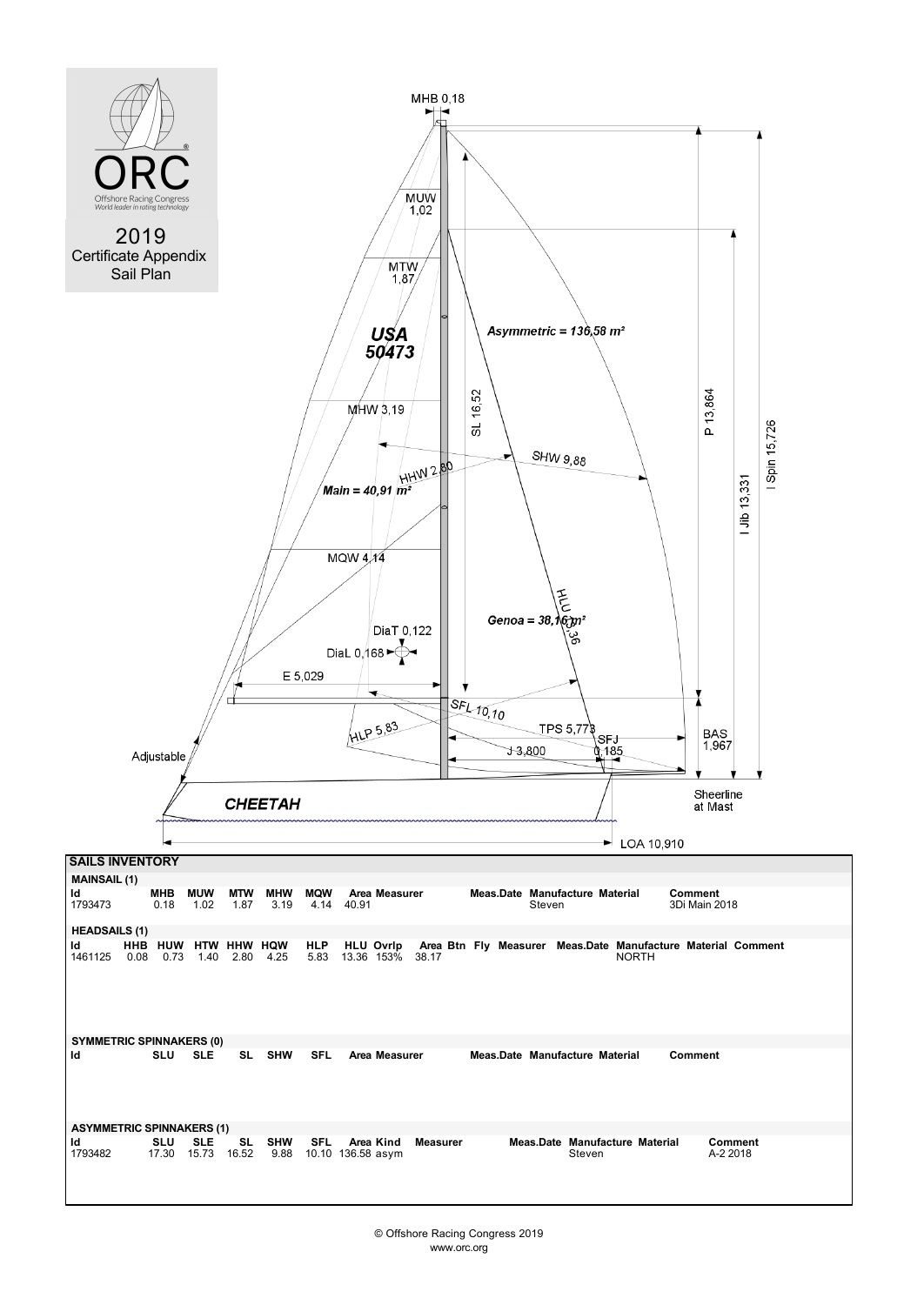ORC
Offshore Racing Congress
World leader in rating technology

2019
Certificate Appendix
Sail Plan

MHB 0,18
MUW 1,02
MTW 1,87
USA 50473
Asymmetric = 136,58 m²
MHW 3,19
SL 16,52
P 13,864
I Spin 15,726
SHW 9,88
HHW 2,80
Main = 40,91 m²
I Jib 13,331
MQW 4,14
HLU 13,36
Genoa = 38,16 m²
DiaT 0,122
DiaL 0,168
E 5,029
SFL 10,10
HLP 5,83
TPS 5,773
SFJ 0,185
BAS 1,967
J 3,800
Adjustable
CHEETAH
Sheerline at Mast
LOA 10,910

## SAILS INVENTORY

### MAINSAIL (1)

| Id | MHB | MUW | MTW | MHW | MQW | Area | Measurer | Meas.Date | Manufacture | Material | Comment |
|---|---|---|---|---|---|---|---|---|---|---|---|
| 1793473 | 0.18 | 1.02 | 1.87 | 3.19 | 4.14 | 40.91 | | | Steven | | 3Di Main 2018 |

### HEADSAILS (1)

| Id | HHB | HUW | HTW | HHW | HQW | HLP | HLU | Ovrlp | Area | Btn | Fly | Measurer | Meas.Date | Manufacture | Material | Comment |
|---|---|---|---|---|---|---|---|---|---|---|---|---|---|---|---|---|
| 1461125 | 0.08 | 0.73 | 1.40 | 2.80 | 4.25 | 5.83 | 13.36 | 153% | 38.17 | | | | | NORTH | | |

### SYMMETRIC SPINNAKERS (0)

| Id | SLU | SLE | SL | SHW | SFL | Area | Measurer | Meas.Date | Manufacture | Material | Comment |
|---|---|---|---|---|---|---|---|---|---|---|---|

### ASYMMETRIC SPINNAKERS (1)

| Id | SLU | SLE | SL | SHW | SFL | Area | Kind | Measurer | Meas.Date | Manufacture | Material | Comment |
|---|---|---|---|---|---|---|---|---|---|---|---|---|
| 1793482 | 17.30 | 15.73 | 16.52 | 9.88 | 10.10 | 136.58 | asym | | | Steven | | A-2 2018 |

© Offshore Racing Congress 2019
www.orc.org